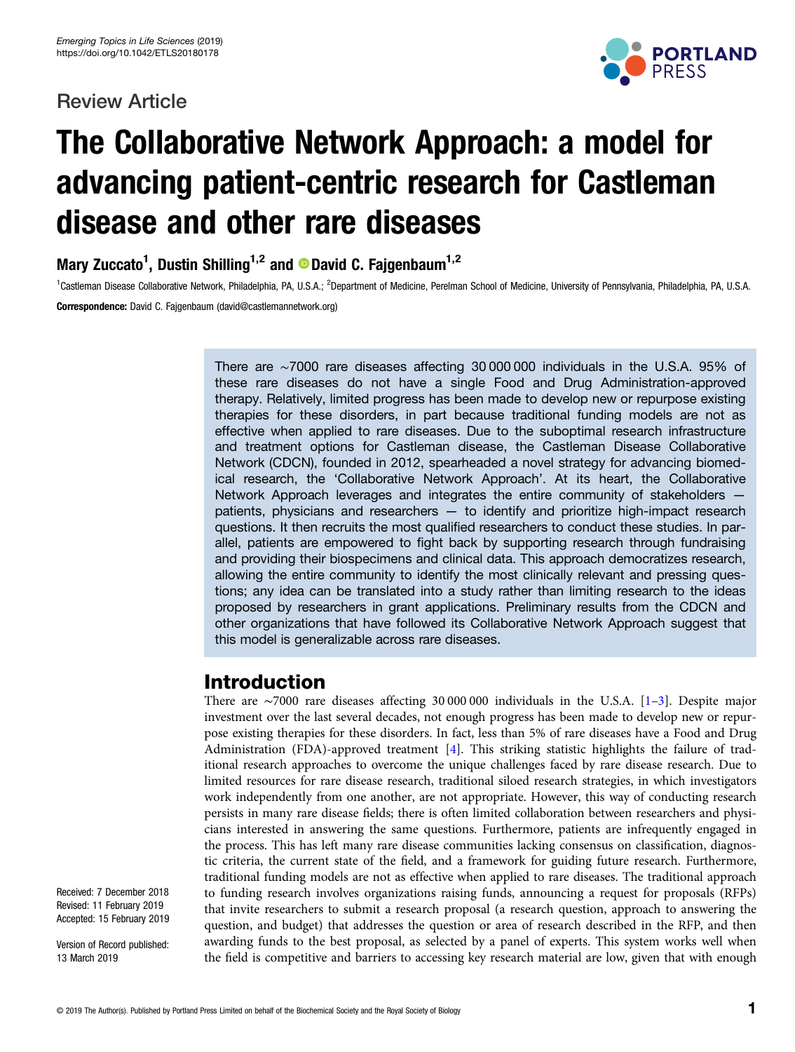Review Article

# The Collaborative Network Approach: a model for advancing patient-centric research for Castleman disease and other rare diseases

**Mary Zuccato[1], Dustin Shilling[1,2] and David C. Fajgenbaum[1,2]**

[1]Castleman Disease Collaborative Network, Philadelphia, PA, U.S.A.; [2]Department of Medicine, Perelman School of Medicine, University of Pennsylvania, Philadelphia, PA, U.S.A.

**Correspondence:** David C. Fajgenbaum (david@castlemannetwork.org)

There are ∼7000 rare diseases affecting 30 000 000 individuals in the U.S.A. 95% of these rare diseases do not have a single Food and Drug Administration-approved therapy. Relatively, limited progress has been made to develop new or repurpose existing therapies for these disorders, in part because traditional funding models are not as effective when applied to rare diseases. Due to the suboptimal research infrastructure and treatment options for Castleman disease, the Castleman Disease Collaborative Network (CDCN), founded in 2012, spearheaded a novel strategy for advancing biomedical research, the 'Collaborative Network Approach'. At its heart, the Collaborative Network Approach leverages and integrates the entire community of stakeholders — patients, physicians and researchers — to identify and prioritize high-impact research questions. It then recruits the most qualified researchers to conduct these studies. In parallel, patients are empowered to fight back by supporting research through fundraising and providing their biospecimens and clinical data. This approach democratizes research, allowing the entire community to identify the most clinically relevant and pressing questions; any idea can be translated into a study rather than limiting research to the ideas proposed by researchers in grant applications. Preliminary results from the CDCN and other organizations that have followed its Collaborative Network Approach suggest that this model is generalizable across rare diseases.

Received: 7 December 2018
Revised: 11 February 2019
Accepted: 15 February 2019

Version of Record published: 13 March 2019

## Introduction

There are ∼7000 rare diseases affecting 30 000 000 individuals in the U.S.A. [1–3]. Despite major investment over the last several decades, not enough progress has been made to develop new or repurpose existing therapies for these disorders. In fact, less than 5% of rare diseases have a Food and Drug Administration (FDA)-approved treatment [4]. This striking statistic highlights the failure of traditional research approaches to overcome the unique challenges faced by rare disease research. Due to limited resources for rare disease research, traditional siloed research strategies, in which investigators work independently from one another, are not appropriate. However, this way of conducting research persists in many rare disease fields; there is often limited collaboration between researchers and physicians interested in answering the same questions. Furthermore, patients are infrequently engaged in the process. This has left many rare disease communities lacking consensus on classification, diagnostic criteria, the current state of the field, and a framework for guiding future research. Furthermore, traditional funding models are not as effective when applied to rare diseases. The traditional approach to funding research involves organizations raising funds, announcing a request for proposals (RFPs) that invite researchers to submit a research proposal (a research question, approach to answering the question, and budget) that addresses the question or area of research described in the RFP, and then awarding funds to the best proposal, as selected by a panel of experts. This system works well when the field is competitive and barriers to accessing key research material are low, given that with enough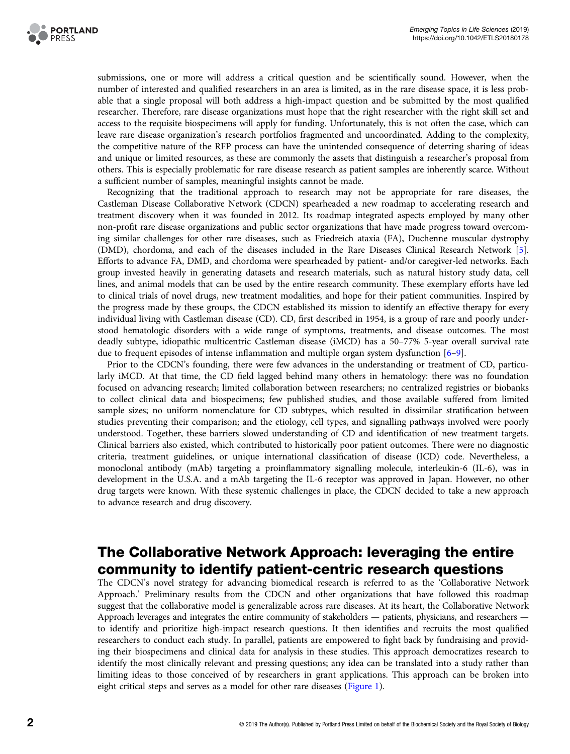submissions, one or more will address a critical question and be scientifically sound. However, when the number of interested and qualified researchers in an area is limited, as in the rare disease space, it is less probable that a single proposal will both address a high-impact question and be submitted by the most qualified researcher. Therefore, rare disease organizations must hope that the right researcher with the right skill set and access to the requisite biospecimens will apply for funding. Unfortunately, this is not often the case, which can leave rare disease organization's research portfolios fragmented and uncoordinated. Adding to the complexity, the competitive nature of the RFP process can have the unintended consequence of deterring sharing of ideas and unique or limited resources, as these are commonly the assets that distinguish a researcher's proposal from others. This is especially problematic for rare disease research as patient samples are inherently scarce. Without a sufficient number of samples, meaningful insights cannot be made.

Recognizing that the traditional approach to research may not be appropriate for rare diseases, the Castleman Disease Collaborative Network (CDCN) spearheaded a new roadmap to accelerating research and treatment discovery when it was founded in 2012. Its roadmap integrated aspects employed by many other non-profit rare disease organizations and public sector organizations that have made progress toward overcoming similar challenges for other rare diseases, such as Friedreich ataxia (FA), Duchenne muscular dystrophy (DMD), chordoma, and each of the diseases included in the Rare Diseases Clinical Research Network [5]. Efforts to advance FA, DMD, and chordoma were spearheaded by patient- and/or caregiver-led networks. Each group invested heavily in generating datasets and research materials, such as natural history study data, cell lines, and animal models that can be used by the entire research community. These exemplary efforts have led to clinical trials of novel drugs, new treatment modalities, and hope for their patient communities. Inspired by the progress made by these groups, the CDCN established its mission to identify an effective therapy for every individual living with Castleman disease (CD). CD, first described in 1954, is a group of rare and poorly understood hematologic disorders with a wide range of symptoms, treatments, and disease outcomes. The most deadly subtype, idiopathic multicentric Castleman disease (iMCD) has a 50–77% 5-year overall survival rate due to frequent episodes of intense inflammation and multiple organ system dysfunction [6–9].

Prior to the CDCN's founding, there were few advances in the understanding or treatment of CD, particularly iMCD. At that time, the CD field lagged behind many others in hematology: there was no foundation focused on advancing research; limited collaboration between researchers; no centralized registries or biobanks to collect clinical data and biospecimens; few published studies, and those available suffered from limited sample sizes; no uniform nomenclature for CD subtypes, which resulted in dissimilar stratification between studies preventing their comparison; and the etiology, cell types, and signalling pathways involved were poorly understood. Together, these barriers slowed understanding of CD and identification of new treatment targets. Clinical barriers also existed, which contributed to historically poor patient outcomes. There were no diagnostic criteria, treatment guidelines, or unique international classification of disease (ICD) code. Nevertheless, a monoclonal antibody (mAb) targeting a proinflammatory signalling molecule, interleukin-6 (IL-6), was in development in the U.S.A. and a mAb targeting the IL-6 receptor was approved in Japan. However, no other drug targets were known. With these systemic challenges in place, the CDCN decided to take a new approach to advance research and drug discovery.

## The Collaborative Network Approach: leveraging the entire community to identify patient-centric research questions

The CDCN's novel strategy for advancing biomedical research is referred to as the 'Collaborative Network Approach.' Preliminary results from the CDCN and other organizations that have followed this roadmap suggest that the collaborative model is generalizable across rare diseases. At its heart, the Collaborative Network Approach leverages and integrates the entire community of stakeholders — patients, physicians, and researchers — to identify and prioritize high-impact research questions. It then identifies and recruits the most qualified researchers to conduct each study. In parallel, patients are empowered to fight back by fundraising and providing their biospecimens and clinical data for analysis in these studies. This approach democratizes research to identify the most clinically relevant and pressing questions; any idea can be translated into a study rather than limiting ideas to those conceived of by researchers in grant applications. This approach can be broken into eight critical steps and serves as a model for other rare diseases (Figure 1).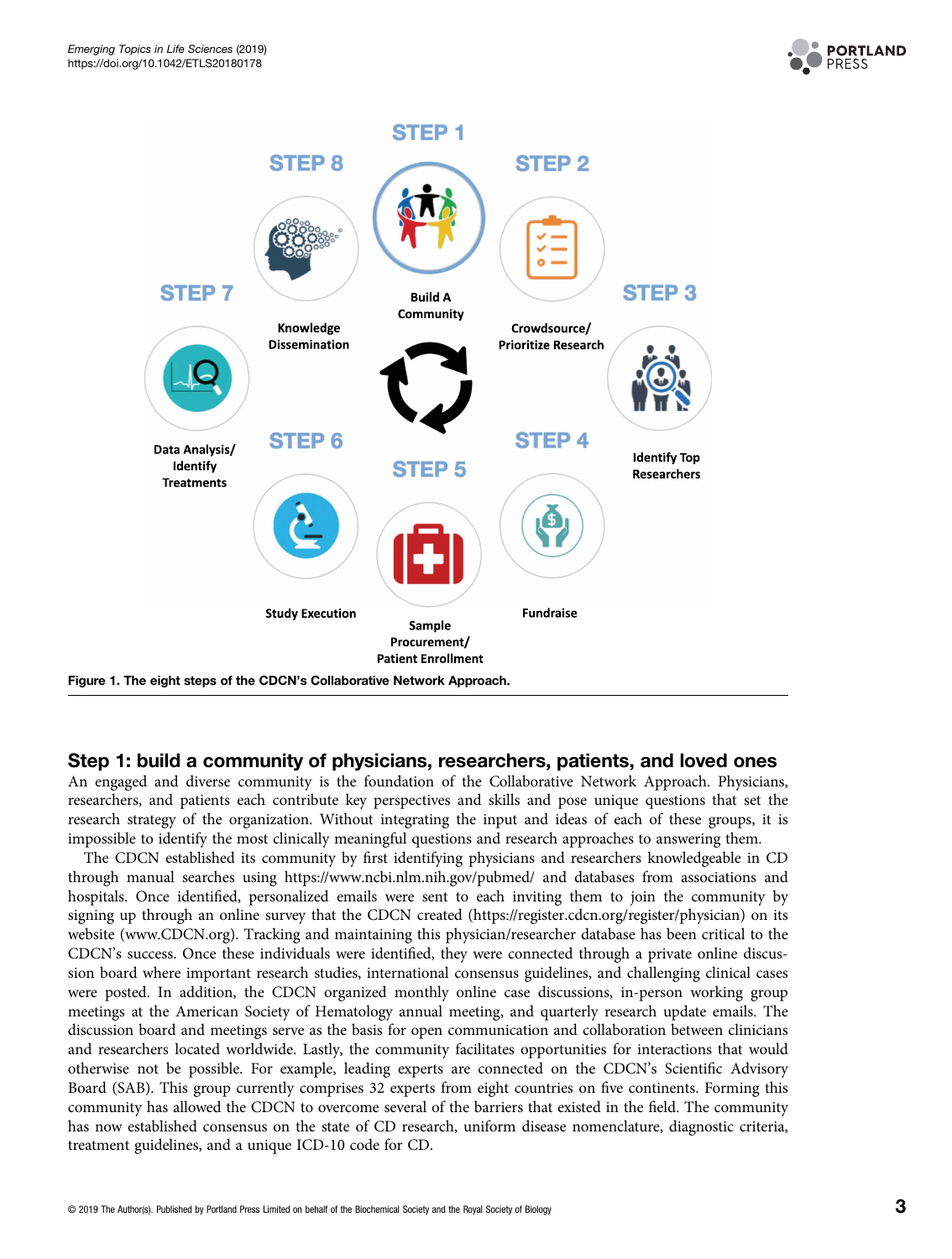Figure 1. The eight steps of the CDCN's Collaborative Network Approach.

## Step 1: build a community of physicians, researchers, patients, and loved ones

An engaged and diverse community is the foundation of the Collaborative Network Approach. Physicians, researchers, and patients each contribute key perspectives and skills and pose unique questions that set the research strategy of the organization. Without integrating the input and ideas of each of these groups, it is impossible to identify the most clinically meaningful questions and research approaches to answering them.

The CDCN established its community by first identifying physicians and researchers knowledgeable in CD through manual searches using https://www.ncbi.nlm.nih.gov/pubmed/ and databases from associations and hospitals. Once identified, personalized emails were sent to each inviting them to join the community by signing up through an online survey that the CDCN created (https://register.cdcn.org/register/physician) on its website (www.CDCN.org). Tracking and maintaining this physician/researcher database has been critical to the CDCN's success. Once these individuals were identified, they were connected through a private online discussion board where important research studies, international consensus guidelines, and challenging clinical cases were posted. In addition, the CDCN organized monthly online case discussions, in-person working group meetings at the American Society of Hematology annual meeting, and quarterly research update emails. The discussion board and meetings serve as the basis for open communication and collaboration between clinicians and researchers located worldwide. Lastly, the community facilitates opportunities for interactions that would otherwise not be possible. For example, leading experts are connected on the CDCN's Scientific Advisory Board (SAB). This group currently comprises 32 experts from eight countries on five continents. Forming this community has allowed the CDCN to overcome several of the barriers that existed in the field. The community has now established consensus on the state of CD research, uniform disease nomenclature, diagnostic criteria, treatment guidelines, and a unique ICD-10 code for CD.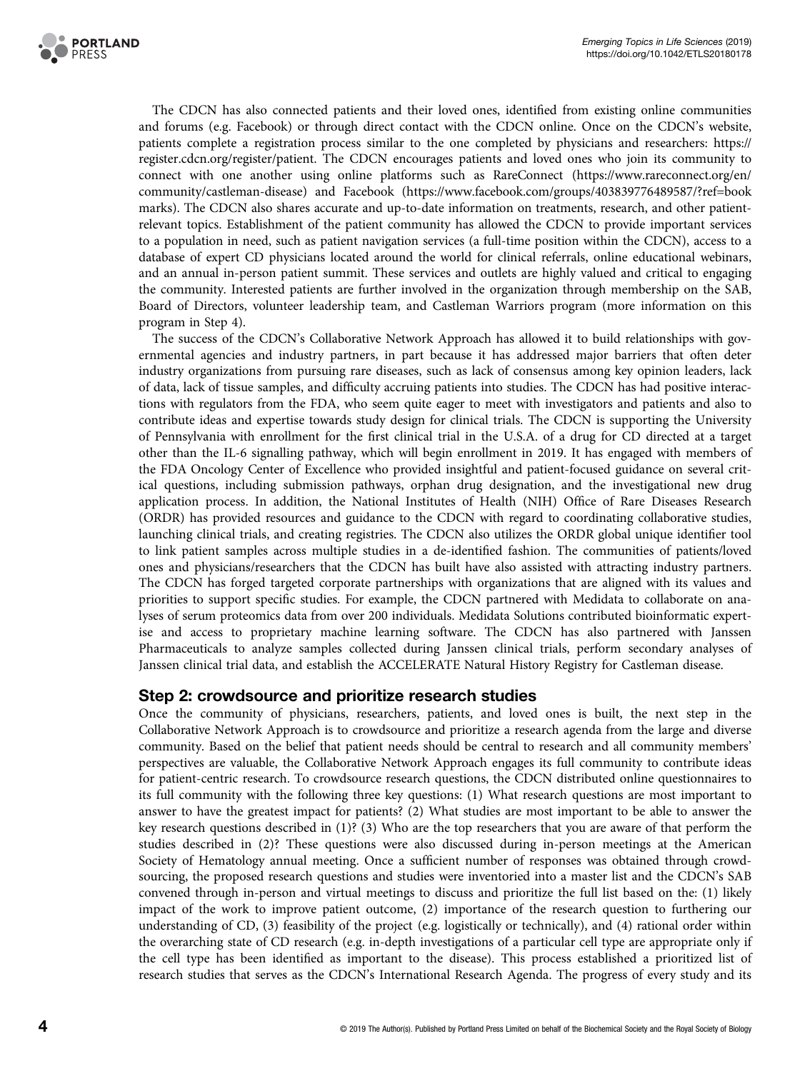The CDCN has also connected patients and their loved ones, identified from existing online communities and forums (e.g. Facebook) or through direct contact with the CDCN online. Once on the CDCN's website, patients complete a registration process similar to the one completed by physicians and researchers: https://register.cdcn.org/register/patient. The CDCN encourages patients and loved ones who join its community to connect with one another using online platforms such as RareConnect (https://www.rareconnect.org/en/community/castleman-disease) and Facebook (https://www.facebook.com/groups/403839776489587/?ref=bookmarks). The CDCN also shares accurate and up-to-date information on treatments, research, and other patient-relevant topics. Establishment of the patient community has allowed the CDCN to provide important services to a population in need, such as patient navigation services (a full-time position within the CDCN), access to a database of expert CD physicians located around the world for clinical referrals, online educational webinars, and an annual in-person patient summit. These services and outlets are highly valued and critical to engaging the community. Interested patients are further involved in the organization through membership on the SAB, Board of Directors, volunteer leadership team, and Castleman Warriors program (more information on this program in Step 4).

The success of the CDCN's Collaborative Network Approach has allowed it to build relationships with governmental agencies and industry partners, in part because it has addressed major barriers that often deter industry organizations from pursuing rare diseases, such as lack of consensus among key opinion leaders, lack of data, lack of tissue samples, and difficulty accruing patients into studies. The CDCN has had positive interactions with regulators from the FDA, who seem quite eager to meet with investigators and patients and also to contribute ideas and expertise towards study design for clinical trials. The CDCN is supporting the University of Pennsylvania with enrollment for the first clinical trial in the U.S.A. of a drug for CD directed at a target other than the IL-6 signalling pathway, which will begin enrollment in 2019. It has engaged with members of the FDA Oncology Center of Excellence who provided insightful and patient-focused guidance on several critical questions, including submission pathways, orphan drug designation, and the investigational new drug application process. In addition, the National Institutes of Health (NIH) Office of Rare Diseases Research (ORDR) has provided resources and guidance to the CDCN with regard to coordinating collaborative studies, launching clinical trials, and creating registries. The CDCN also utilizes the ORDR global unique identifier tool to link patient samples across multiple studies in a de-identified fashion. The communities of patients/loved ones and physicians/researchers that the CDCN has built have also assisted with attracting industry partners. The CDCN has forged targeted corporate partnerships with organizations that are aligned with its values and priorities to support specific studies. For example, the CDCN partnered with Medidata to collaborate on analyses of serum proteomics data from over 200 individuals. Medidata Solutions contributed bioinformatic expertise and access to proprietary machine learning software. The CDCN has also partnered with Janssen Pharmaceuticals to analyze samples collected during Janssen clinical trials, perform secondary analyses of Janssen clinical trial data, and establish the ACCELERATE Natural History Registry for Castleman disease.

## Step 2: crowdsource and prioritize research studies

Once the community of physicians, researchers, patients, and loved ones is built, the next step in the Collaborative Network Approach is to crowdsource and prioritize a research agenda from the large and diverse community. Based on the belief that patient needs should be central to research and all community members' perspectives are valuable, the Collaborative Network Approach engages its full community to contribute ideas for patient-centric research. To crowdsource research questions, the CDCN distributed online questionnaires to its full community with the following three key questions: (1) What research questions are most important to answer to have the greatest impact for patients? (2) What studies are most important to be able to answer the key research questions described in (1)? (3) Who are the top researchers that you are aware of that perform the studies described in (2)? These questions were also discussed during in-person meetings at the American Society of Hematology annual meeting. Once a sufficient number of responses was obtained through crowdsourcing, the proposed research questions and studies were inventoried into a master list and the CDCN's SAB convened through in-person and virtual meetings to discuss and prioritize the full list based on the: (1) likely impact of the work to improve patient outcome, (2) importance of the research question to furthering our understanding of CD, (3) feasibility of the project (e.g. logistically or technically), and (4) rational order within the overarching state of CD research (e.g. in-depth investigations of a particular cell type are appropriate only if the cell type has been identified as important to the disease). This process established a prioritized list of research studies that serves as the CDCN's International Research Agenda. The progress of every study and its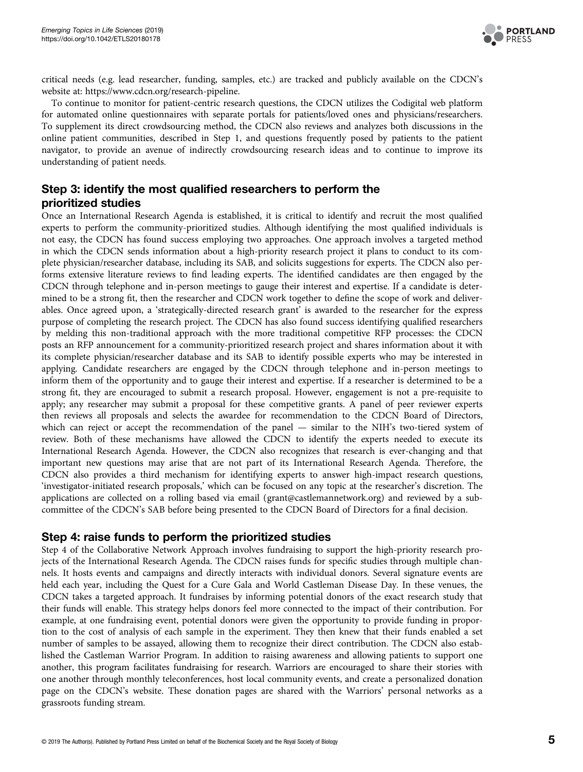critical needs (e.g. lead researcher, funding, samples, etc.) are tracked and publicly available on the CDCN's website at: https://www.cdcn.org/research-pipeline.

To continue to monitor for patient-centric research questions, the CDCN utilizes the Codigital web platform for automated online questionnaires with separate portals for patients/loved ones and physicians/researchers. To supplement its direct crowdsourcing method, the CDCN also reviews and analyzes both discussions in the online patient communities, described in Step 1, and questions frequently posed by patients to the patient navigator, to provide an avenue of indirectly crowdsourcing research ideas and to continue to improve its understanding of patient needs.

## Step 3: identify the most qualified researchers to perform the prioritized studies

Once an International Research Agenda is established, it is critical to identify and recruit the most qualified experts to perform the community-prioritized studies. Although identifying the most qualified individuals is not easy, the CDCN has found success employing two approaches. One approach involves a targeted method in which the CDCN sends information about a high-priority research project it plans to conduct to its complete physician/researcher database, including its SAB, and solicits suggestions for experts. The CDCN also performs extensive literature reviews to find leading experts. The identified candidates are then engaged by the CDCN through telephone and in-person meetings to gauge their interest and expertise. If a candidate is determined to be a strong fit, then the researcher and CDCN work together to define the scope of work and deliverables. Once agreed upon, a 'strategically-directed research grant' is awarded to the researcher for the express purpose of completing the research project. The CDCN has also found success identifying qualified researchers by melding this non-traditional approach with the more traditional competitive RFP processes: the CDCN posts an RFP announcement for a community-prioritized research project and shares information about it with its complete physician/researcher database and its SAB to identify possible experts who may be interested in applying. Candidate researchers are engaged by the CDCN through telephone and in-person meetings to inform them of the opportunity and to gauge their interest and expertise. If a researcher is determined to be a strong fit, they are encouraged to submit a research proposal. However, engagement is not a pre-requisite to apply; any researcher may submit a proposal for these competitive grants. A panel of peer reviewer experts then reviews all proposals and selects the awardee for recommendation to the CDCN Board of Directors, which can reject or accept the recommendation of the panel — similar to the NIH's two-tiered system of review. Both of these mechanisms have allowed the CDCN to identify the experts needed to execute its International Research Agenda. However, the CDCN also recognizes that research is ever-changing and that important new questions may arise that are not part of its International Research Agenda. Therefore, the CDCN also provides a third mechanism for identifying experts to answer high-impact research questions, 'investigator-initiated research proposals,' which can be focused on any topic at the researcher's discretion. The applications are collected on a rolling based via email (grant@castlemannetwork.org) and reviewed by a subcommittee of the CDCN's SAB before being presented to the CDCN Board of Directors for a final decision.

## Step 4: raise funds to perform the prioritized studies

Step 4 of the Collaborative Network Approach involves fundraising to support the high-priority research projects of the International Research Agenda. The CDCN raises funds for specific studies through multiple channels. It hosts events and campaigns and directly interacts with individual donors. Several signature events are held each year, including the Quest for a Cure Gala and World Castleman Disease Day. In these venues, the CDCN takes a targeted approach. It fundraises by informing potential donors of the exact research study that their funds will enable. This strategy helps donors feel more connected to the impact of their contribution. For example, at one fundraising event, potential donors were given the opportunity to provide funding in proportion to the cost of analysis of each sample in the experiment. They then knew that their funds enabled a set number of samples to be assayed, allowing them to recognize their direct contribution. The CDCN also established the Castleman Warrior Program. In addition to raising awareness and allowing patients to support one another, this program facilitates fundraising for research. Warriors are encouraged to share their stories with one another through monthly teleconferences, host local community events, and create a personalized donation page on the CDCN's website. These donation pages are shared with the Warriors' personal networks as a grassroots funding stream.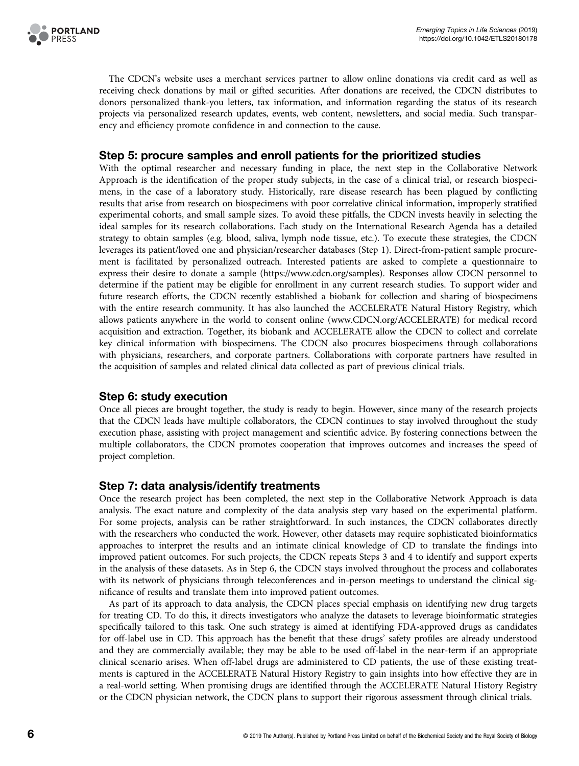The CDCN's website uses a merchant services partner to allow online donations via credit card as well as receiving check donations by mail or gifted securities. After donations are received, the CDCN distributes to donors personalized thank-you letters, tax information, and information regarding the status of its research projects via personalized research updates, events, web content, newsletters, and social media. Such transparency and efficiency promote confidence in and connection to the cause.

## Step 5: procure samples and enroll patients for the prioritized studies

With the optimal researcher and necessary funding in place, the next step in the Collaborative Network Approach is the identification of the proper study subjects, in the case of a clinical trial, or research biospecimens, in the case of a laboratory study. Historically, rare disease research has been plagued by conflicting results that arise from research on biospecimens with poor correlative clinical information, improperly stratified experimental cohorts, and small sample sizes. To avoid these pitfalls, the CDCN invests heavily in selecting the ideal samples for its research collaborations. Each study on the International Research Agenda has a detailed strategy to obtain samples (e.g. blood, saliva, lymph node tissue, etc.). To execute these strategies, the CDCN leverages its patient/loved one and physician/researcher databases (Step 1). Direct-from-patient sample procurement is facilitated by personalized outreach. Interested patients are asked to complete a questionnaire to express their desire to donate a sample (https://www.cdcn.org/samples). Responses allow CDCN personnel to determine if the patient may be eligible for enrollment in any current research studies. To support wider and future research efforts, the CDCN recently established a biobank for collection and sharing of biospecimens with the entire research community. It has also launched the ACCELERATE Natural History Registry, which allows patients anywhere in the world to consent online (www.CDCN.org/ACCELERATE) for medical record acquisition and extraction. Together, its biobank and ACCELERATE allow the CDCN to collect and correlate key clinical information with biospecimens. The CDCN also procures biospecimens through collaborations with physicians, researchers, and corporate partners. Collaborations with corporate partners have resulted in the acquisition of samples and related clinical data collected as part of previous clinical trials.

## Step 6: study execution

Once all pieces are brought together, the study is ready to begin. However, since many of the research projects that the CDCN leads have multiple collaborators, the CDCN continues to stay involved throughout the study execution phase, assisting with project management and scientific advice. By fostering connections between the multiple collaborators, the CDCN promotes cooperation that improves outcomes and increases the speed of project completion.

## Step 7: data analysis/identify treatments

Once the research project has been completed, the next step in the Collaborative Network Approach is data analysis. The exact nature and complexity of the data analysis step vary based on the experimental platform. For some projects, analysis can be rather straightforward. In such instances, the CDCN collaborates directly with the researchers who conducted the work. However, other datasets may require sophisticated bioinformatics approaches to interpret the results and an intimate clinical knowledge of CD to translate the findings into improved patient outcomes. For such projects, the CDCN repeats Steps 3 and 4 to identify and support experts in the analysis of these datasets. As in Step 6, the CDCN stays involved throughout the process and collaborates with its network of physicians through teleconferences and in-person meetings to understand the clinical significance of results and translate them into improved patient outcomes.

As part of its approach to data analysis, the CDCN places special emphasis on identifying new drug targets for treating CD. To do this, it directs investigators who analyze the datasets to leverage bioinformatic strategies specifically tailored to this task. One such strategy is aimed at identifying FDA-approved drugs as candidates for off-label use in CD. This approach has the benefit that these drugs' safety profiles are already understood and they are commercially available; they may be able to be used off-label in the near-term if an appropriate clinical scenario arises. When off-label drugs are administered to CD patients, the use of these existing treatments is captured in the ACCELERATE Natural History Registry to gain insights into how effective they are in a real-world setting. When promising drugs are identified through the ACCELERATE Natural History Registry or the CDCN physician network, the CDCN plans to support their rigorous assessment through clinical trials.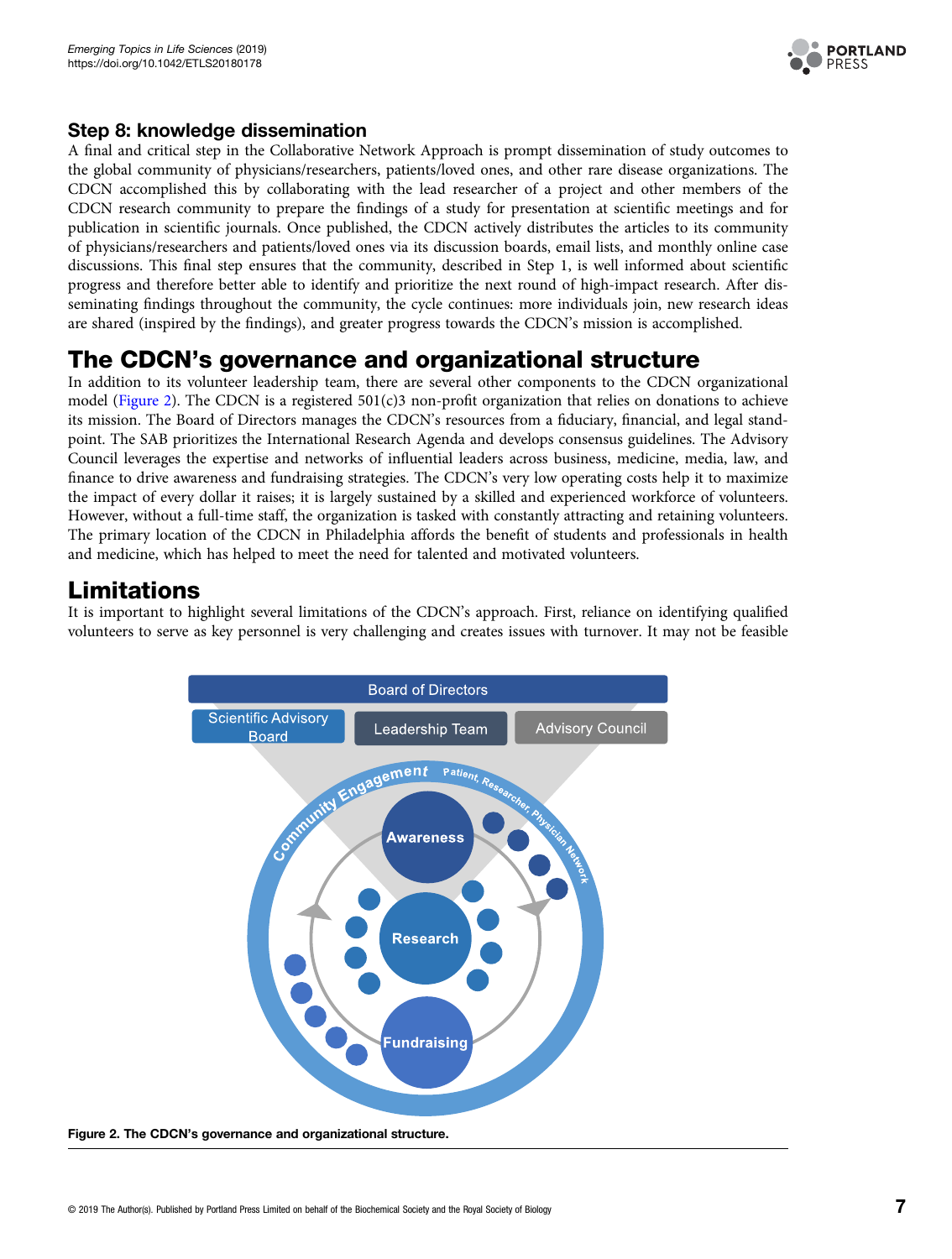### Step 8: knowledge dissemination

A final and critical step in the Collaborative Network Approach is prompt dissemination of study outcomes to the global community of physicians/researchers, patients/loved ones, and other rare disease organizations. The CDCN accomplished this by collaborating with the lead researcher of a project and other members of the CDCN research community to prepare the findings of a study for presentation at scientific meetings and for publication in scientific journals. Once published, the CDCN actively distributes the articles to its community of physicians/researchers and patients/loved ones via its discussion boards, email lists, and monthly online case discussions. This final step ensures that the community, described in Step 1, is well informed about scientific progress and therefore better able to identify and prioritize the next round of high-impact research. After disseminating findings throughout the community, the cycle continues: more individuals join, new research ideas are shared (inspired by the findings), and greater progress towards the CDCN's mission is accomplished.

## The CDCN's governance and organizational structure

In addition to its volunteer leadership team, there are several other components to the CDCN organizational model (Figure 2). The CDCN is a registered 501(c)3 non-profit organization that relies on donations to achieve its mission. The Board of Directors manages the CDCN's resources from a fiduciary, financial, and legal standpoint. The SAB prioritizes the International Research Agenda and develops consensus guidelines. The Advisory Council leverages the expertise and networks of influential leaders across business, medicine, media, law, and finance to drive awareness and fundraising strategies. The CDCN's very low operating costs help it to maximize the impact of every dollar it raises; it is largely sustained by a skilled and experienced workforce of volunteers. However, without a full-time staff, the organization is tasked with constantly attracting and retaining volunteers. The primary location of the CDCN in Philadelphia affords the benefit of students and professionals in health and medicine, which has helped to meet the need for talented and motivated volunteers.

## Limitations

It is important to highlight several limitations of the CDCN's approach. First, reliance on identifying qualified volunteers to serve as key personnel is very challenging and creates issues with turnover. It may not be feasible

**Figure 2. The CDCN's governance and organizational structure.**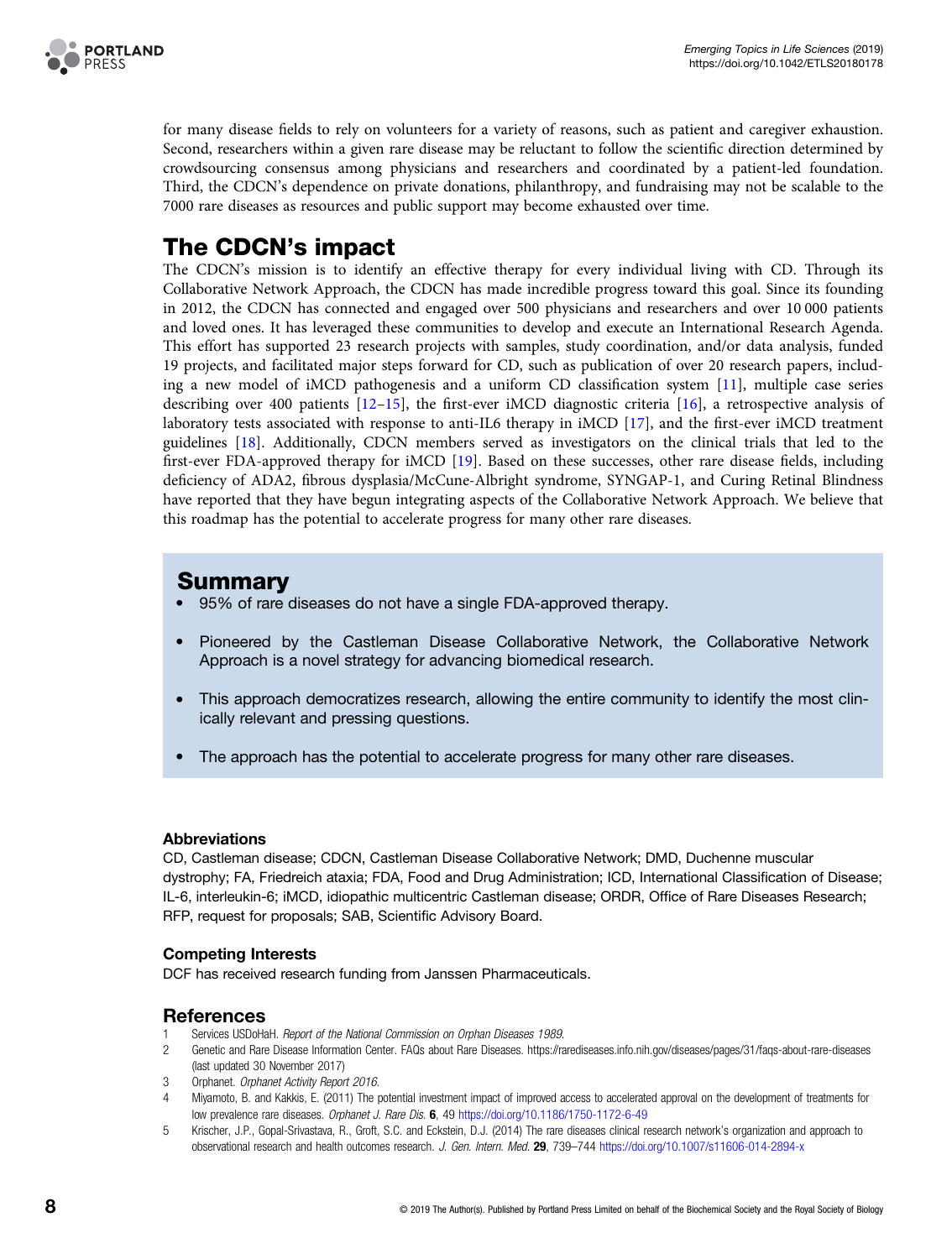for many disease fields to rely on volunteers for a variety of reasons, such as patient and caregiver exhaustion. Second, researchers within a given rare disease may be reluctant to follow the scientific direction determined by crowdsourcing consensus among physicians and researchers and coordinated by a patient-led foundation. Third, the CDCN's dependence on private donations, philanthropy, and fundraising may not be scalable to the 7000 rare diseases as resources and public support may become exhausted over time.

## The CDCN's impact

The CDCN's mission is to identify an effective therapy for every individual living with CD. Through its Collaborative Network Approach, the CDCN has made incredible progress toward this goal. Since its founding in 2012, the CDCN has connected and engaged over 500 physicians and researchers and over 10 000 patients and loved ones. It has leveraged these communities to develop and execute an International Research Agenda. This effort has supported 23 research projects with samples, study coordination, and/or data analysis, funded 19 projects, and facilitated major steps forward for CD, such as publication of over 20 research papers, including a new model of iMCD pathogenesis and a uniform CD classification system [11], multiple case series describing over 400 patients [12–15], the first-ever iMCD diagnostic criteria [16], a retrospective analysis of laboratory tests associated with response to anti-IL6 therapy in iMCD [17], and the first-ever iMCD treatment guidelines [18]. Additionally, CDCN members served as investigators on the clinical trials that led to the first-ever FDA-approved therapy for iMCD [19]. Based on these successes, other rare disease fields, including deficiency of ADA2, fibrous dysplasia/McCune-Albright syndrome, SYNGAP-1, and Curing Retinal Blindness have reported that they have begun integrating aspects of the Collaborative Network Approach. We believe that this roadmap has the potential to accelerate progress for many other rare diseases.

## Summary

- 95% of rare diseases do not have a single FDA-approved therapy.
- Pioneered by the Castleman Disease Collaborative Network, the Collaborative Network Approach is a novel strategy for advancing biomedical research.
- This approach democratizes research, allowing the entire community to identify the most clinically relevant and pressing questions.
- The approach has the potential to accelerate progress for many other rare diseases.

### Abbreviations

CD, Castleman disease; CDCN, Castleman Disease Collaborative Network; DMD, Duchenne muscular dystrophy; FA, Friedreich ataxia; FDA, Food and Drug Administration; ICD, International Classification of Disease; IL-6, interleukin-6; iMCD, idiopathic multicentric Castleman disease; ORDR, Office of Rare Diseases Research; RFP, request for proposals; SAB, Scientific Advisory Board.

### Competing Interests

DCF has received research funding from Janssen Pharmaceuticals.

## References

1. Services USDoHaH. *Report of the National Commission on Orphan Diseases 1989.*
2. Genetic and Rare Disease Information Center. FAQs about Rare Diseases. https://rarediseases.info.nih.gov/diseases/pages/31/faqs-about-rare-diseases (last updated 30 November 2017)
3. Orphanet. *Orphanet Activity Report 2016.*
4. Miyamoto, B. and Kakkis, E. (2011) The potential investment impact of improved access to accelerated approval on the development of treatments for low prevalence rare diseases. *Orphanet J. Rare Dis.* **6**, 49 https://doi.org/10.1186/1750-1172-6-49
5. Krischer, J.P., Gopal-Srivastava, R., Groft, S.C. and Eckstein, D.J. (2014) The rare diseases clinical research network's organization and approach to observational research and health outcomes research. *J. Gen. Intern. Med.* **29**, 739–744 https://doi.org/10.1007/s11606-014-2894-x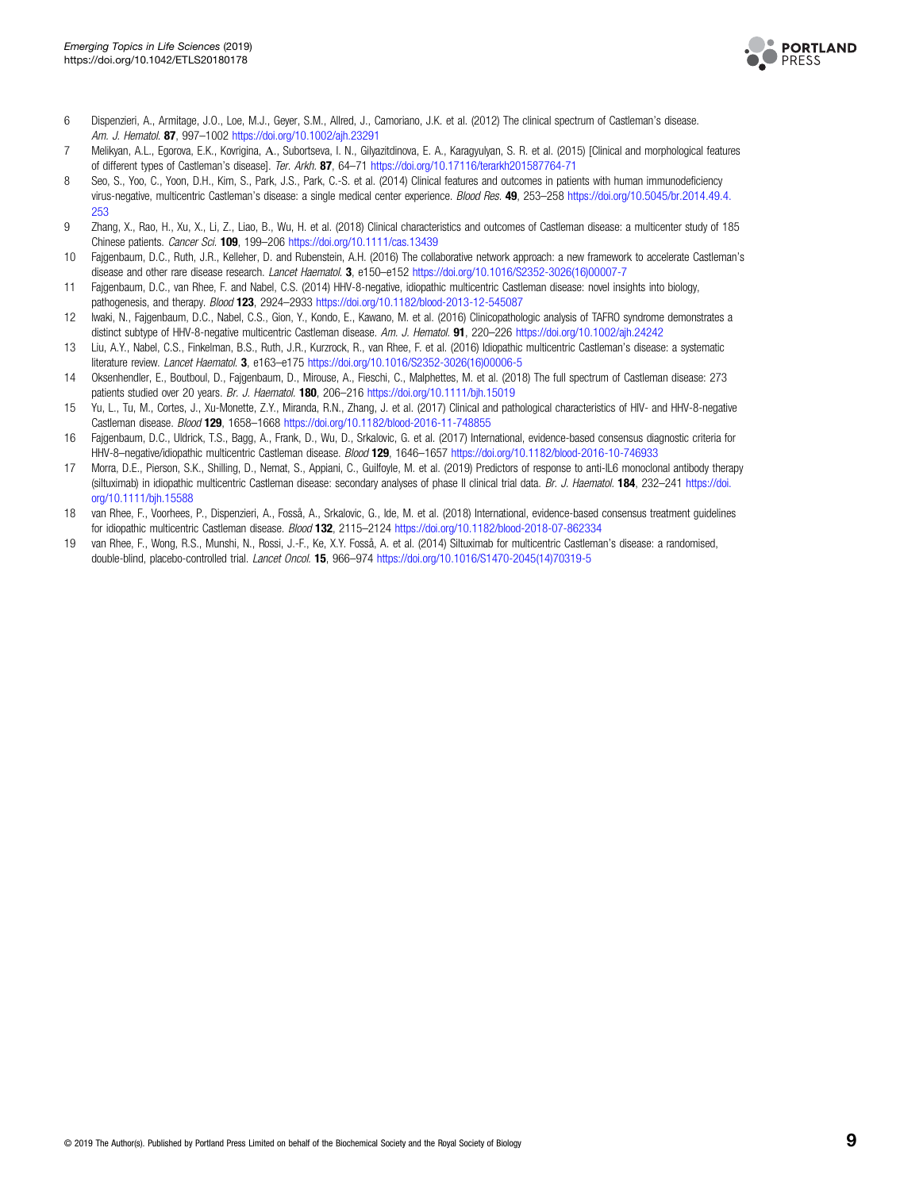6 Dispenzieri, A., Armitage, J.O., Loe, M.J., Geyer, S.M., Allred, J., Camoriano, J.K. et al. (2012) The clinical spectrum of Castleman's disease. *Am. J. Hematol.* **87**, 997–1002 https://doi.org/10.1002/ajh.23291

7 Melikyan, A.L., Egorova, E.K., Kovrigina, A., Subortseva, I. N., Gilyazitdinova, E. A., Karagyulyan, S. R. et al. (2015) [Clinical and morphological features of different types of Castleman's disease]. *Ter. Arkh.* **87**, 64–71 https://doi.org/10.17116/terarkh201587764-71

8 Seo, S., Yoo, C., Yoon, D.H., Kim, S., Park, J.S., Park, C.-S. et al. (2014) Clinical features and outcomes in patients with human immunodeficiency virus-negative, multicentric Castleman's disease: a single medical center experience. *Blood Res.* **49**, 253–258 https://doi.org/10.5045/br.2014.49.4.253

9 Zhang, X., Rao, H., Xu, X., Li, Z., Liao, B., Wu, H. et al. (2018) Clinical characteristics and outcomes of Castleman disease: a multicenter study of 185 Chinese patients. *Cancer Sci.* **109**, 199–206 https://doi.org/10.1111/cas.13439

10 Fajgenbaum, D.C., Ruth, J.R., Kelleher, D. and Rubenstein, A.H. (2016) The collaborative network approach: a new framework to accelerate Castleman's disease and other rare disease research. *Lancet Haematol.* **3**, e150–e152 https://doi.org/10.1016/S2352-3026(16)00007-7

11 Fajgenbaum, D.C., van Rhee, F. and Nabel, C.S. (2014) HHV-8-negative, idiopathic multicentric Castleman disease: novel insights into biology, pathogenesis, and therapy. *Blood* **123**, 2924–2933 https://doi.org/10.1182/blood-2013-12-545087

12 Iwaki, N., Fajgenbaum, D.C., Nabel, C.S., Gion, Y., Kondo, E., Kawano, M. et al. (2016) Clinicopathologic analysis of TAFRO syndrome demonstrates a distinct subtype of HHV-8-negative multicentric Castleman disease. *Am. J. Hematol.* **91**, 220–226 https://doi.org/10.1002/ajh.24242

13 Liu, A.Y., Nabel, C.S., Finkelman, B.S., Ruth, J.R., Kurzrock, R., van Rhee, F. et al. (2016) Idiopathic multicentric Castleman's disease: a systematic literature review. *Lancet Haematol.* **3**, e163–e175 https://doi.org/10.1016/S2352-3026(16)00006-5

14 Oksenhendler, E., Boutboul, D., Fajgenbaum, D., Mirouse, A., Fieschi, C., Malphettes, M. et al. (2018) The full spectrum of Castleman disease: 273 patients studied over 20 years. *Br. J. Haematol.* **180**, 206–216 https://doi.org/10.1111/bjh.15019

15 Yu, L., Tu, M., Cortes, J., Xu-Monette, Z.Y., Miranda, R.N., Zhang, J. et al. (2017) Clinical and pathological characteristics of HIV- and HHV-8-negative Castleman disease. *Blood* **129**, 1658–1668 https://doi.org/10.1182/blood-2016-11-748855

16 Fajgenbaum, D.C., Uldrick, T.S., Bagg, A., Frank, D., Wu, D., Srkalovic, G. et al. (2017) International, evidence-based consensus diagnostic criteria for HHV-8–negative/idiopathic multicentric Castleman disease. *Blood* **129**, 1646–1657 https://doi.org/10.1182/blood-2016-10-746933

17 Morra, D.E., Pierson, S.K., Shilling, D., Nemat, S., Appiani, C., Guilfoyle, M. et al. (2019) Predictors of response to anti-IL6 monoclonal antibody therapy (siltuximab) in idiopathic multicentric Castleman disease: secondary analyses of phase II clinical trial data. *Br. J. Haematol.* **184**, 232–241 https://doi.org/10.1111/bjh.15588

18 van Rhee, F., Voorhees, P., Dispenzieri, A., Fosså, A., Srkalovic, G., Ide, M. et al. (2018) International, evidence-based consensus treatment guidelines for idiopathic multicentric Castleman disease. *Blood* **132**, 2115–2124 https://doi.org/10.1182/blood-2018-07-862334

19 van Rhee, F., Wong, R.S., Munshi, N., Rossi, J.-F., Ke, X.Y. Fosså, A. et al. (2014) Siltuximab for multicentric Castleman's disease: a randomised, double-blind, placebo-controlled trial. *Lancet Oncol.* **15**, 966–974 https://doi.org/10.1016/S1470-2045(14)70319-5